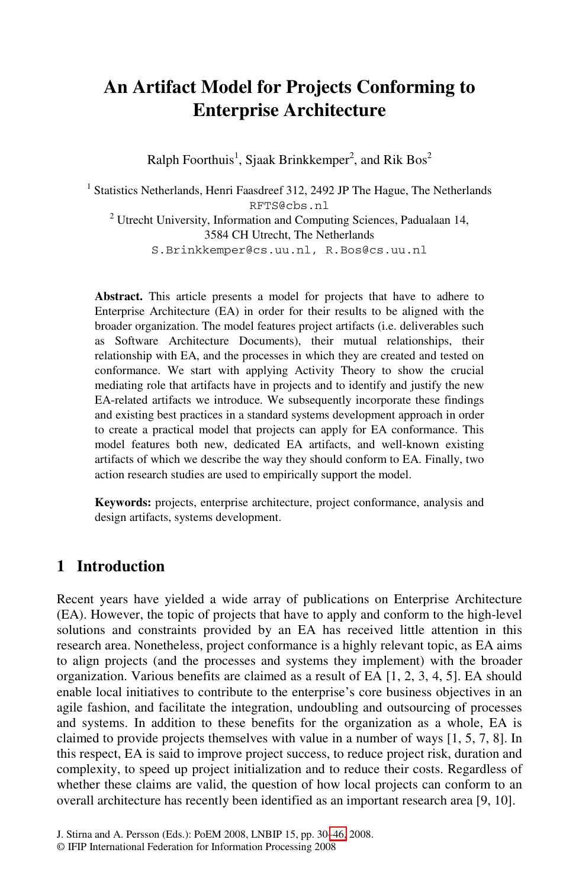# An Artifact Model for Projects Conforming to Enterprise Architecture

Ralph Foorthuis[1], Sjaak Brinkkemper[2], and Rik Bos[2]

[1] Statistics Netherlands, Henri Faasdreef 312, 2492 JP The Hague, The Netherlands
RFTS@cbs.nl
[2] Utrecht University, Information and Computing Sciences, Padualaan 14, 3584 CH Utrecht, The Netherlands
S.Brinkkemper@cs.uu.nl, R.Bos@cs.uu.nl

**Abstract.** This article presents a model for projects that have to adhere to Enterprise Architecture (EA) in order for their results to be aligned with the broader organization. The model features project artifacts (i.e. deliverables such as Software Architecture Documents), their mutual relationships, their relationship with EA, and the processes in which they are created and tested on conformance. We start with applying Activity Theory to show the crucial mediating role that artifacts have in projects and to identify and justify the new EA-related artifacts we introduce. We subsequently incorporate these findings and existing best practices in a standard systems development approach in order to create a practical model that projects can apply for EA conformance. This model features both new, dedicated EA artifacts, and well-known existing artifacts of which we describe the way they should conform to EA. Finally, two action research studies are used to empirically support the model.

**Keywords:** projects, enterprise architecture, project conformance, analysis and design artifacts, systems development.

## 1 Introduction

Recent years have yielded a wide array of publications on Enterprise Architecture (EA). However, the topic of projects that have to apply and conform to the high-level solutions and constraints provided by an EA has received little attention in this research area. Nonetheless, project conformance is a highly relevant topic, as EA aims to align projects (and the processes and systems they implement) with the broader organization. Various benefits are claimed as a result of EA [1, 2, 3, 4, 5]. EA should enable local initiatives to contribute to the enterprise's core business objectives in an agile fashion, and facilitate the integration, undoubling and outsourcing of processes and systems. In addition to these benefits for the organization as a whole, EA is claimed to provide projects themselves with value in a number of ways [1, 5, 7, 8]. In this respect, EA is said to improve project success, to reduce project risk, duration and complexity, to speed up project initialization and to reduce their costs. Regardless of whether these claims are valid, the question of how local projects can conform to an overall architecture has recently been identified as an important research area [9, 10].

J. Stirna and A. Persson (Eds.): PoEM 2008, LNBIP 15, pp. 30–46, 2008.
© IFIP International Federation for Information Processing 2008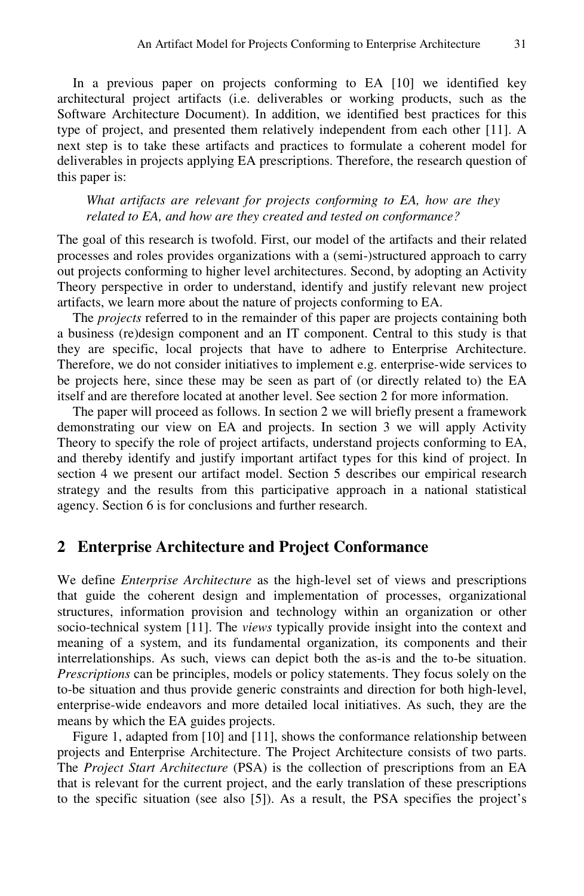In a previous paper on projects conforming to EA [10] we identified key architectural project artifacts (i.e. deliverables or working products, such as the Software Architecture Document). In addition, we identified best practices for this type of project, and presented them relatively independent from each other [11]. A next step is to take these artifacts and practices to formulate a coherent model for deliverables in projects applying EA prescriptions. Therefore, the research question of this paper is:

> *What artifacts are relevant for projects conforming to EA, how are they related to EA, and how are they created and tested on conformance?*

The goal of this research is twofold. First, our model of the artifacts and their related processes and roles provides organizations with a (semi-)structured approach to carry out projects conforming to higher level architectures. Second, by adopting an Activity Theory perspective in order to understand, identify and justify relevant new project artifacts, we learn more about the nature of projects conforming to EA.

The *projects* referred to in the remainder of this paper are projects containing both a business (re)design component and an IT component. Central to this study is that they are specific, local projects that have to adhere to Enterprise Architecture. Therefore, we do not consider initiatives to implement e.g. enterprise-wide services to be projects here, since these may be seen as part of (or directly related to) the EA itself and are therefore located at another level. See section 2 for more information.

The paper will proceed as follows. In section 2 we will briefly present a framework demonstrating our view on EA and projects. In section 3 we will apply Activity Theory to specify the role of project artifacts, understand projects conforming to EA, and thereby identify and justify important artifact types for this kind of project. In section 4 we present our artifact model. Section 5 describes our empirical research strategy and the results from this participative approach in a national statistical agency. Section 6 is for conclusions and further research.

## 2 Enterprise Architecture and Project Conformance

We define *Enterprise Architecture* as the high-level set of views and prescriptions that guide the coherent design and implementation of processes, organizational structures, information provision and technology within an organization or other socio-technical system [11]. The *views* typically provide insight into the context and meaning of a system, and its fundamental organization, its components and their interrelationships. As such, views can depict both the as-is and the to-be situation. *Prescriptions* can be principles, models or policy statements. They focus solely on the to-be situation and thus provide generic constraints and direction for both high-level, enterprise-wide endeavors and more detailed local initiatives. As such, they are the means by which the EA guides projects.

Figure 1, adapted from [10] and [11], shows the conformance relationship between projects and Enterprise Architecture. The Project Architecture consists of two parts. The *Project Start Architecture* (PSA) is the collection of prescriptions from an EA that is relevant for the current project, and the early translation of these prescriptions to the specific situation (see also [5]). As a result, the PSA specifies the project's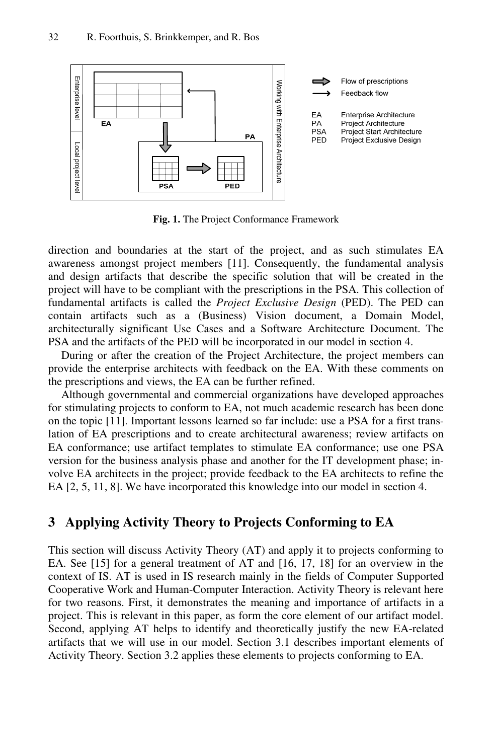Fig. 1. The Project Conformance Framework

direction and boundaries at the start of the project, and as such stimulates EA awareness amongst project members [11]. Consequently, the fundamental analysis and design artifacts that describe the specific solution that will be created in the project will have to be compliant with the prescriptions in the PSA. This collection of fundamental artifacts is called the *Project Exclusive Design* (PED). The PED can contain artifacts such as a (Business) Vision document, a Domain Model, architecturally significant Use Cases and a Software Architecture Document. The PSA and the artifacts of the PED will be incorporated in our model in section 4.

During or after the creation of the Project Architecture, the project members can provide the enterprise architects with feedback on the EA. With these comments on the prescriptions and views, the EA can be further refined.

Although governmental and commercial organizations have developed approaches for stimulating projects to conform to EA, not much academic research has been done on the topic [11]. Important lessons learned so far include: use a PSA for a first translation of EA prescriptions and to create architectural awareness; review artifacts on EA conformance; use artifact templates to stimulate EA conformance; use one PSA version for the business analysis phase and another for the IT development phase; involve EA architects in the project; provide feedback to the EA architects to refine the EA [2, 5, 11, 8]. We have incorporated this knowledge into our model in section 4.

## 3 Applying Activity Theory to Projects Conforming to EA

This section will discuss Activity Theory (AT) and apply it to projects conforming to EA. See [15] for a general treatment of AT and [16, 17, 18] for an overview in the context of IS. AT is used in IS research mainly in the fields of Computer Supported Cooperative Work and Human-Computer Interaction. Activity Theory is relevant here for two reasons. First, it demonstrates the meaning and importance of artifacts in a project. This is relevant in this paper, as form the core element of our artifact model. Second, applying AT helps to identify and theoretically justify the new EA-related artifacts that we will use in our model. Section 3.1 describes important elements of Activity Theory. Section 3.2 applies these elements to projects conforming to EA.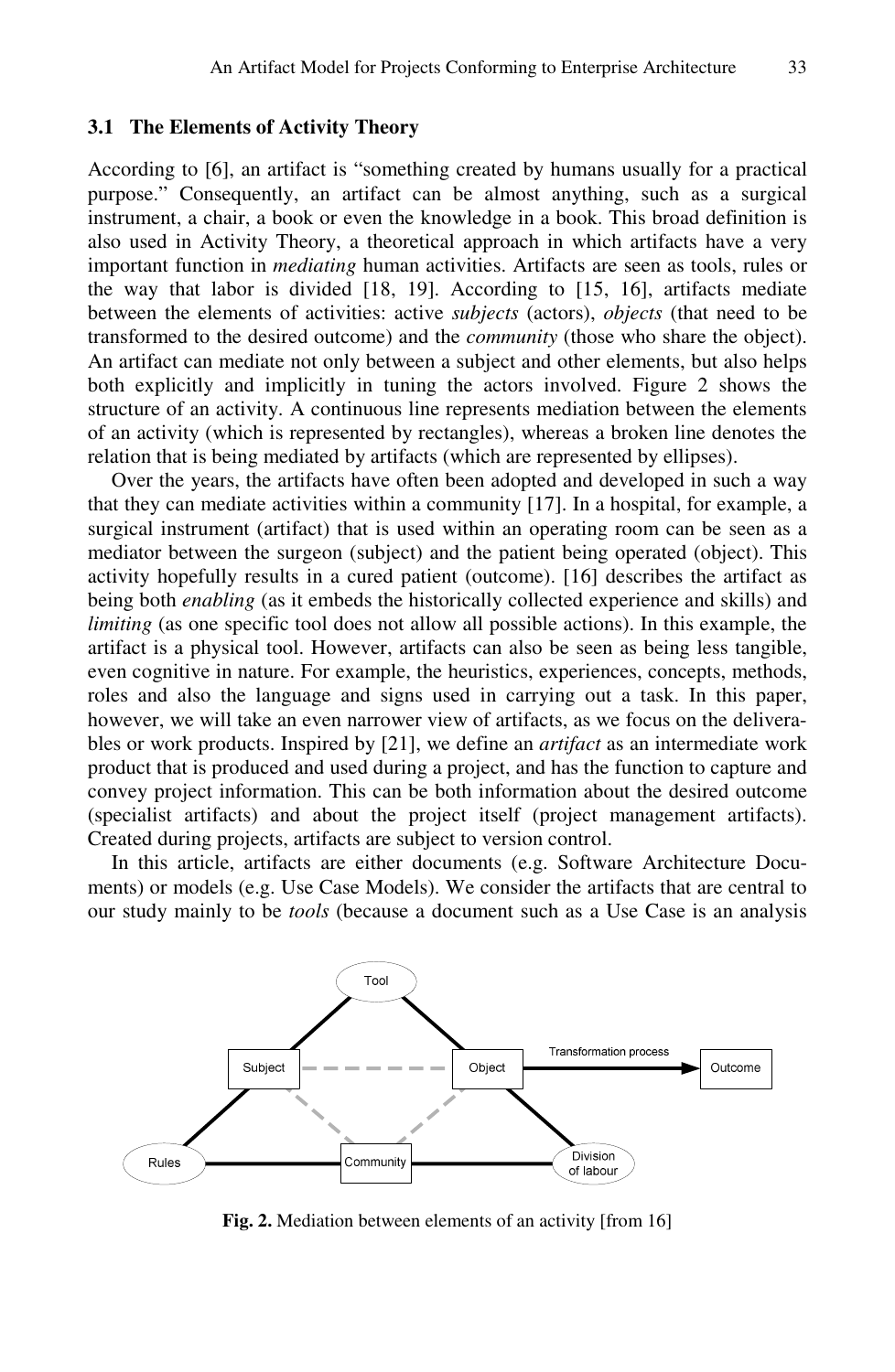### 3.1 The Elements of Activity Theory

According to [6], an artifact is "something created by humans usually for a practical purpose." Consequently, an artifact can be almost anything, such as a surgical instrument, a chair, a book or even the knowledge in a book. This broad definition is also used in Activity Theory, a theoretical approach in which artifacts have a very important function in *mediating* human activities. Artifacts are seen as tools, rules or the way that labor is divided [18, 19]. According to [15, 16], artifacts mediate between the elements of activities: active *subjects* (actors), *objects* (that need to be transformed to the desired outcome) and the *community* (those who share the object). An artifact can mediate not only between a subject and other elements, but also helps both explicitly and implicitly in tuning the actors involved. Figure 2 shows the structure of an activity. A continuous line represents mediation between the elements of an activity (which is represented by rectangles), whereas a broken line denotes the relation that is being mediated by artifacts (which are represented by ellipses).

Over the years, the artifacts have often been adopted and developed in such a way that they can mediate activities within a community [17]. In a hospital, for example, a surgical instrument (artifact) that is used within an operating room can be seen as a mediator between the surgeon (subject) and the patient being operated (object). This activity hopefully results in a cured patient (outcome). [16] describes the artifact as being both *enabling* (as it embeds the historically collected experience and skills) and *limiting* (as one specific tool does not allow all possible actions). In this example, the artifact is a physical tool. However, artifacts can also be seen as being less tangible, even cognitive in nature. For example, the heuristics, experiences, concepts, methods, roles and also the language and signs used in carrying out a task. In this paper, however, we will take an even narrower view of artifacts, as we focus on the deliverables or work products. Inspired by [21], we define an *artifact* as an intermediate work product that is produced and used during a project, and has the function to capture and convey project information. This can be both information about the desired outcome (specialist artifacts) and about the project itself (project management artifacts). Created during projects, artifacts are subject to version control.

In this article, artifacts are either documents (e.g. Software Architecture Documents) or models (e.g. Use Case Models). We consider the artifacts that are central to our study mainly to be *tools* (because a document such as a Use Case is an analysis

**Fig. 2.** Mediation between elements of an activity [from 16]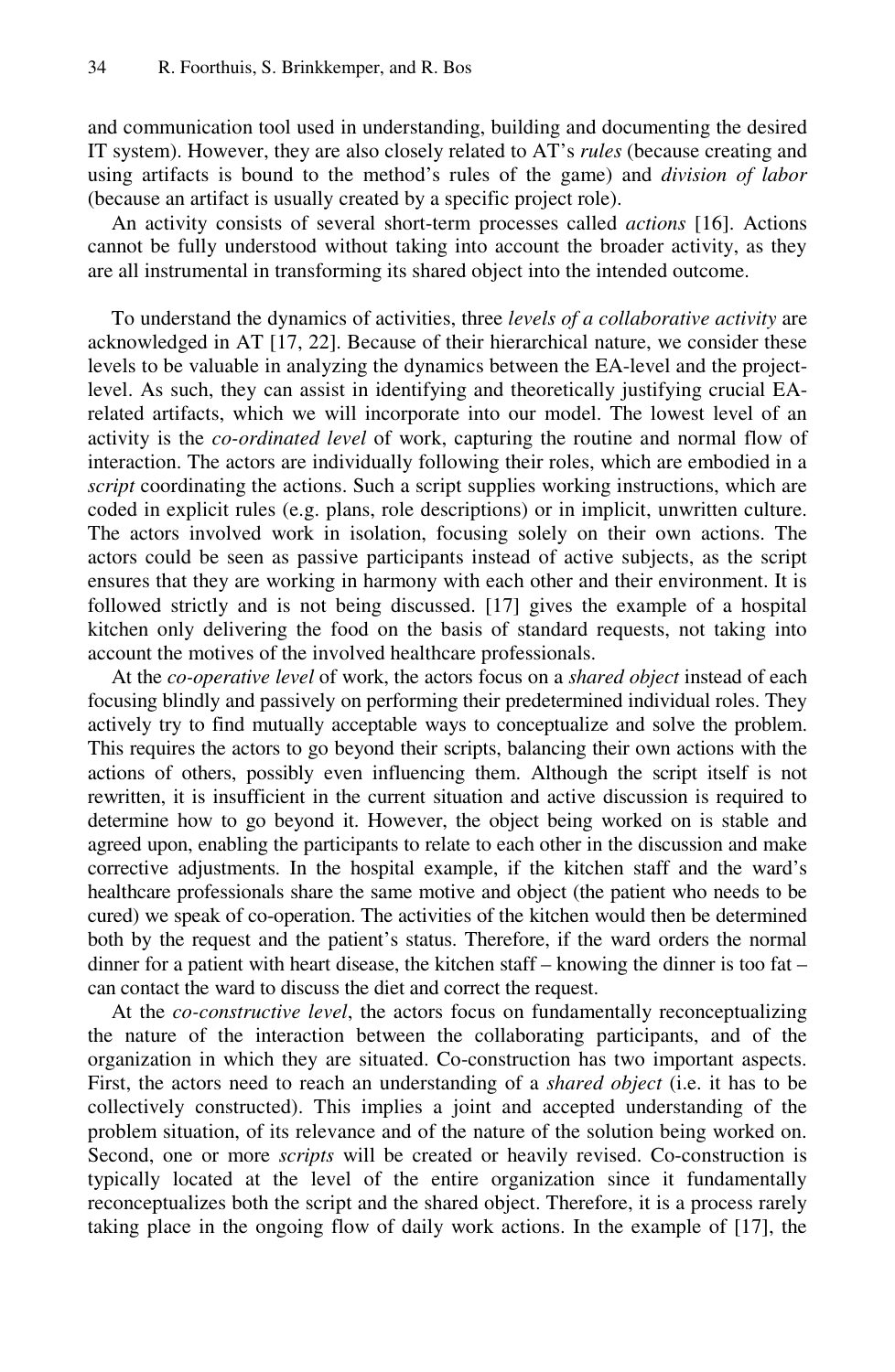and communication tool used in understanding, building and documenting the desired IT system). However, they are also closely related to AT's *rules* (because creating and using artifacts is bound to the method's rules of the game) and *division of labor* (because an artifact is usually created by a specific project role).

An activity consists of several short-term processes called *actions* [16]. Actions cannot be fully understood without taking into account the broader activity, as they are all instrumental in transforming its shared object into the intended outcome.

To understand the dynamics of activities, three *levels of a collaborative activity* are acknowledged in AT [17, 22]. Because of their hierarchical nature, we consider these levels to be valuable in analyzing the dynamics between the EA-level and the project-level. As such, they can assist in identifying and theoretically justifying crucial EA-related artifacts, which we will incorporate into our model. The lowest level of an activity is the *co-ordinated level* of work, capturing the routine and normal flow of interaction. The actors are individually following their roles, which are embodied in a *script* coordinating the actions. Such a script supplies working instructions, which are coded in explicit rules (e.g. plans, role descriptions) or in implicit, unwritten culture. The actors involved work in isolation, focusing solely on their own actions. The actors could be seen as passive participants instead of active subjects, as the script ensures that they are working in harmony with each other and their environment. It is followed strictly and is not being discussed. [17] gives the example of a hospital kitchen only delivering the food on the basis of standard requests, not taking into account the motives of the involved healthcare professionals.

At the *co-operative level* of work, the actors focus on a *shared object* instead of each focusing blindly and passively on performing their predetermined individual roles. They actively try to find mutually acceptable ways to conceptualize and solve the problem. This requires the actors to go beyond their scripts, balancing their own actions with the actions of others, possibly even influencing them. Although the script itself is not rewritten, it is insufficient in the current situation and active discussion is required to determine how to go beyond it. However, the object being worked on is stable and agreed upon, enabling the participants to relate to each other in the discussion and make corrective adjustments. In the hospital example, if the kitchen staff and the ward's healthcare professionals share the same motive and object (the patient who needs to be cured) we speak of co-operation. The activities of the kitchen would then be determined both by the request and the patient's status. Therefore, if the ward orders the normal dinner for a patient with heart disease, the kitchen staff – knowing the dinner is too fat – can contact the ward to discuss the diet and correct the request.

At the *co-constructive level*, the actors focus on fundamentally reconceptualizing the nature of the interaction between the collaborating participants, and of the organization in which they are situated. Co-construction has two important aspects. First, the actors need to reach an understanding of a *shared object* (i.e. it has to be collectively constructed). This implies a joint and accepted understanding of the problem situation, of its relevance and of the nature of the solution being worked on. Second, one or more *scripts* will be created or heavily revised. Co-construction is typically located at the level of the entire organization since it fundamentally reconceptualizes both the script and the shared object. Therefore, it is a process rarely taking place in the ongoing flow of daily work actions. In the example of [17], the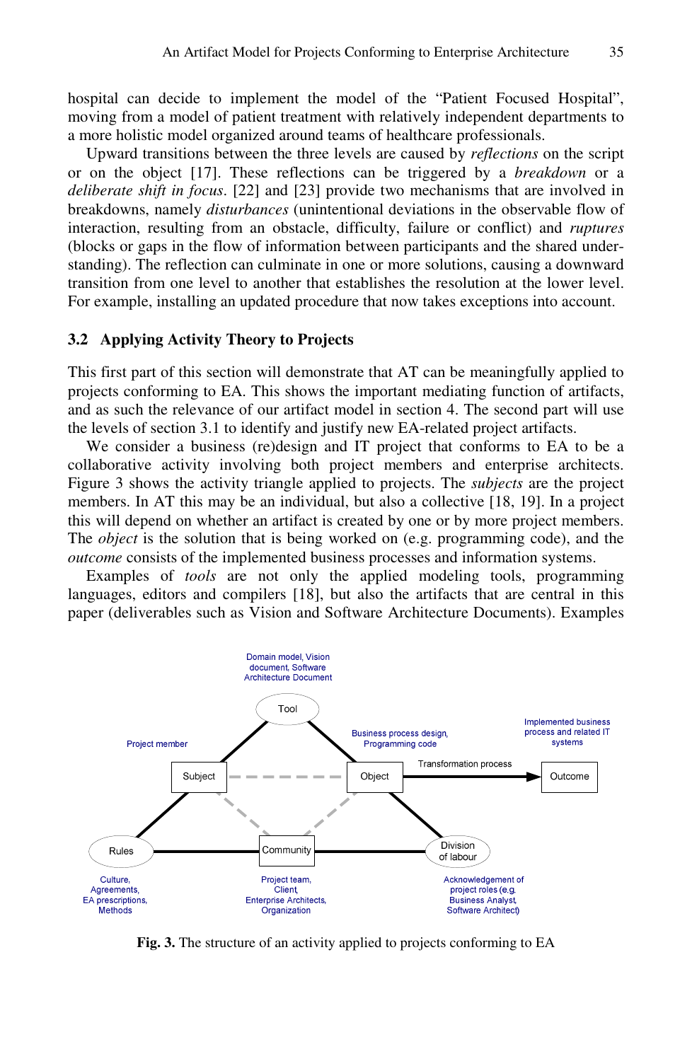hospital can decide to implement the model of the "Patient Focused Hospital", moving from a model of patient treatment with relatively independent departments to a more holistic model organized around teams of healthcare professionals.

Upward transitions between the three levels are caused by *reflections* on the script or on the object [17]. These reflections can be triggered by a *breakdown* or a *deliberate shift in focus*. [22] and [23] provide two mechanisms that are involved in breakdowns, namely *disturbances* (unintentional deviations in the observable flow of interaction, resulting from an obstacle, difficulty, failure or conflict) and *ruptures* (blocks or gaps in the flow of information between participants and the shared understanding). The reflection can culminate in one or more solutions, causing a downward transition from one level to another that establishes the resolution at the lower level. For example, installing an updated procedure that now takes exceptions into account.

### 3.2 Applying Activity Theory to Projects

This first part of this section will demonstrate that AT can be meaningfully applied to projects conforming to EA. This shows the important mediating function of artifacts, and as such the relevance of our artifact model in section 4. The second part will use the levels of section 3.1 to identify and justify new EA-related project artifacts.

We consider a business (re)design and IT project that conforms to EA to be a collaborative activity involving both project members and enterprise architects. Figure 3 shows the activity triangle applied to projects. The *subjects* are the project members. In AT this may be an individual, but also a collective [18, 19]. In a project this will depend on whether an artifact is created by one or by more project members. The *object* is the solution that is being worked on (e.g. programming code), and the *outcome* consists of the implemented business processes and information systems.

Examples of *tools* are not only the applied modeling tools, programming languages, editors and compilers [18], but also the artifacts that are central in this paper (deliverables such as Vision and Software Architecture Documents). Examples

Domain model, Vision document, Software Architecture Document

Tool

Project member

Subject

Business process design, Programming code

Object

Transformation process

Implemented business process and related IT systems

Outcome

Rules

Community

Division of labour

Culture, Agreements, EA prescriptions, Methods

Project team, Client, Enterprise Architects, Organization

Acknowledgement of project roles (e.g. Business Analyst, Software Architect)

**Fig. 3.** The structure of an activity applied to projects conforming to EA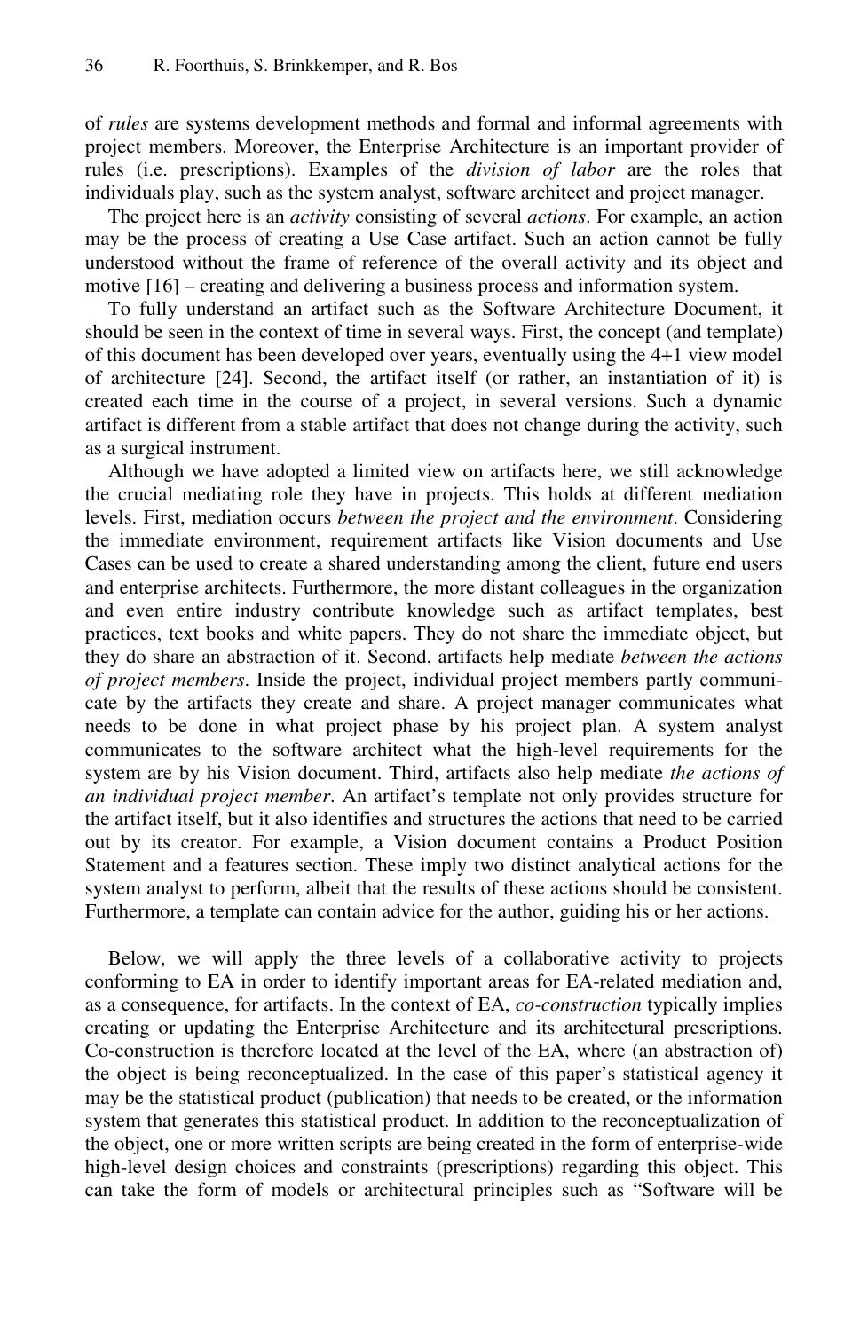of *rules* are systems development methods and formal and informal agreements with project members. Moreover, the Enterprise Architecture is an important provider of rules (i.e. prescriptions). Examples of the *division of labor* are the roles that individuals play, such as the system analyst, software architect and project manager.

The project here is an *activity* consisting of several *actions*. For example, an action may be the process of creating a Use Case artifact. Such an action cannot be fully understood without the frame of reference of the overall activity and its object and motive [16] – creating and delivering a business process and information system.

To fully understand an artifact such as the Software Architecture Document, it should be seen in the context of time in several ways. First, the concept (and template) of this document has been developed over years, eventually using the 4+1 view model of architecture [24]. Second, the artifact itself (or rather, an instantiation of it) is created each time in the course of a project, in several versions. Such a dynamic artifact is different from a stable artifact that does not change during the activity, such as a surgical instrument.

Although we have adopted a limited view on artifacts here, we still acknowledge the crucial mediating role they have in projects. This holds at different mediation levels. First, mediation occurs *between the project and the environment*. Considering the immediate environment, requirement artifacts like Vision documents and Use Cases can be used to create a shared understanding among the client, future end users and enterprise architects. Furthermore, the more distant colleagues in the organization and even entire industry contribute knowledge such as artifact templates, best practices, text books and white papers. They do not share the immediate object, but they do share an abstraction of it. Second, artifacts help mediate *between the actions of project members*. Inside the project, individual project members partly communicate by the artifacts they create and share. A project manager communicates what needs to be done in what project phase by his project plan. A system analyst communicates to the software architect what the high-level requirements for the system are by his Vision document. Third, artifacts also help mediate *the actions of an individual project member*. An artifact's template not only provides structure for the artifact itself, but it also identifies and structures the actions that need to be carried out by its creator. For example, a Vision document contains a Product Position Statement and a features section. These imply two distinct analytical actions for the system analyst to perform, albeit that the results of these actions should be consistent. Furthermore, a template can contain advice for the author, guiding his or her actions.

Below, we will apply the three levels of a collaborative activity to projects conforming to EA in order to identify important areas for EA-related mediation and, as a consequence, for artifacts. In the context of EA, *co-construction* typically implies creating or updating the Enterprise Architecture and its architectural prescriptions. Co-construction is therefore located at the level of the EA, where (an abstraction of) the object is being reconceptualized. In the case of this paper's statistical agency it may be the statistical product (publication) that needs to be created, or the information system that generates this statistical product. In addition to the reconceptualization of the object, one or more written scripts are being created in the form of enterprise-wide high-level design choices and constraints (prescriptions) regarding this object. This can take the form of models or architectural principles such as "Software will be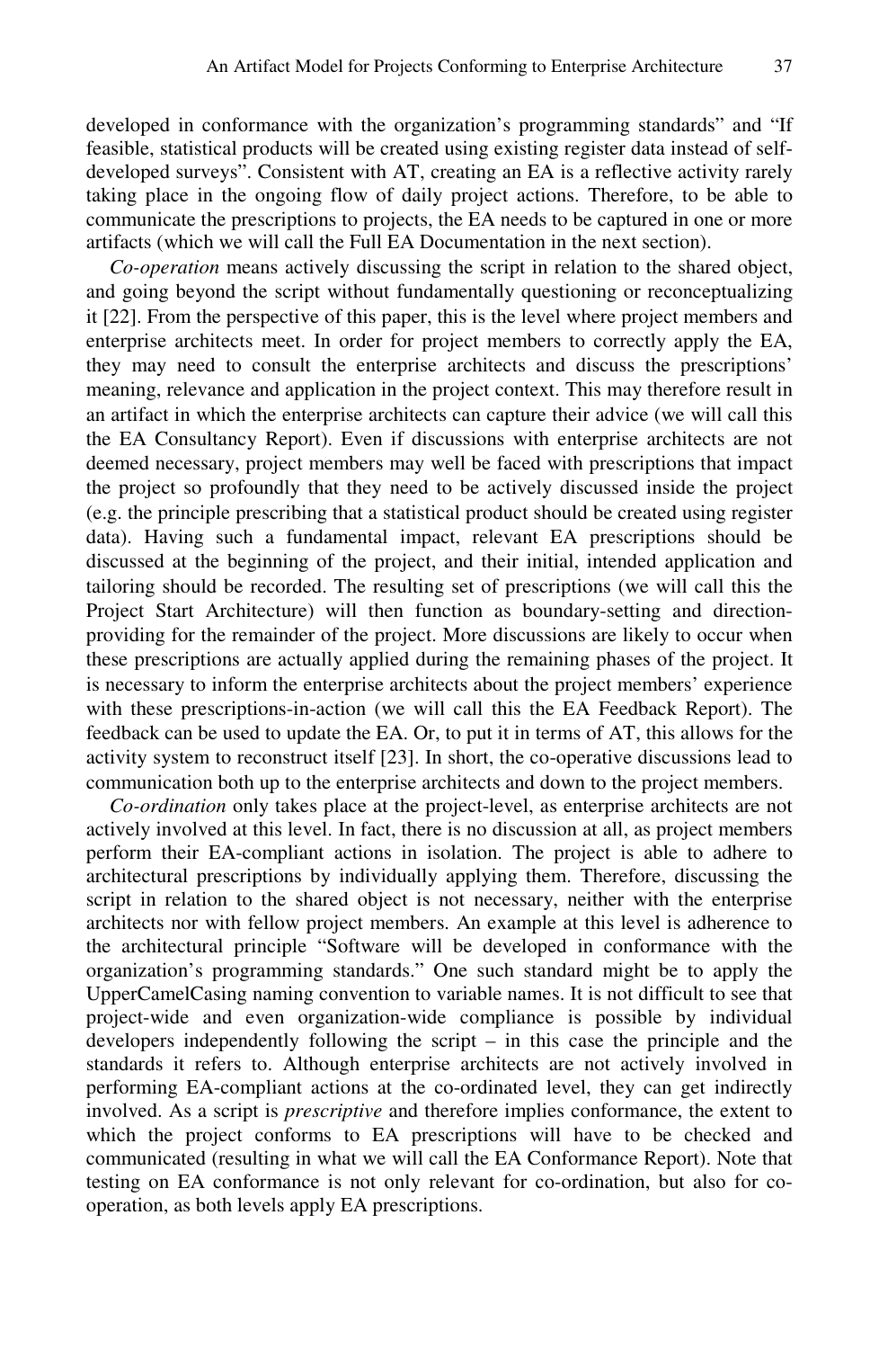developed in conformance with the organization's programming standards" and "If feasible, statistical products will be created using existing register data instead of self-developed surveys". Consistent with AT, creating an EA is a reflective activity rarely taking place in the ongoing flow of daily project actions. Therefore, to be able to communicate the prescriptions to projects, the EA needs to be captured in one or more artifacts (which we will call the Full EA Documentation in the next section).

*Co-operation* means actively discussing the script in relation to the shared object, and going beyond the script without fundamentally questioning or reconceptualizing it [22]. From the perspective of this paper, this is the level where project members and enterprise architects meet. In order for project members to correctly apply the EA, they may need to consult the enterprise architects and discuss the prescriptions' meaning, relevance and application in the project context. This may therefore result in an artifact in which the enterprise architects can capture their advice (we will call this the EA Consultancy Report). Even if discussions with enterprise architects are not deemed necessary, project members may well be faced with prescriptions that impact the project so profoundly that they need to be actively discussed inside the project (e.g. the principle prescribing that a statistical product should be created using register data). Having such a fundamental impact, relevant EA prescriptions should be discussed at the beginning of the project, and their initial, intended application and tailoring should be recorded. The resulting set of prescriptions (we will call this the Project Start Architecture) will then function as boundary-setting and direction-providing for the remainder of the project. More discussions are likely to occur when these prescriptions are actually applied during the remaining phases of the project. It is necessary to inform the enterprise architects about the project members' experience with these prescriptions-in-action (we will call this the EA Feedback Report). The feedback can be used to update the EA. Or, to put it in terms of AT, this allows for the activity system to reconstruct itself [23]. In short, the co-operative discussions lead to communication both up to the enterprise architects and down to the project members.

*Co-ordination* only takes place at the project-level, as enterprise architects are not actively involved at this level. In fact, there is no discussion at all, as project members perform their EA-compliant actions in isolation. The project is able to adhere to architectural prescriptions by individually applying them. Therefore, discussing the script in relation to the shared object is not necessary, neither with the enterprise architects nor with fellow project members. An example at this level is adherence to the architectural principle "Software will be developed in conformance with the organization's programming standards." One such standard might be to apply the UpperCamelCasing naming convention to variable names. It is not difficult to see that project-wide and even organization-wide compliance is possible by individual developers independently following the script – in this case the principle and the standards it refers to. Although enterprise architects are not actively involved in performing EA-compliant actions at the co-ordinated level, they can get indirectly involved. As a script is *prescriptive* and therefore implies conformance, the extent to which the project conforms to EA prescriptions will have to be checked and communicated (resulting in what we will call the EA Conformance Report). Note that testing on EA conformance is not only relevant for co-ordination, but also for co-operation, as both levels apply EA prescriptions.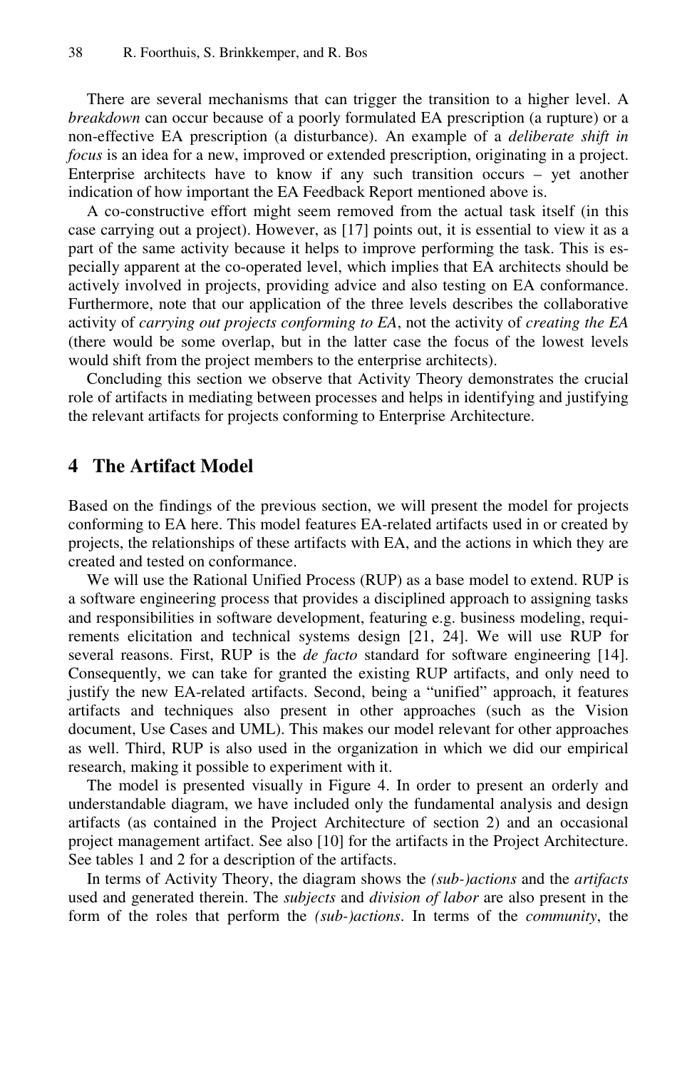There are several mechanisms that can trigger the transition to a higher level. A *breakdown* can occur because of a poorly formulated EA prescription (a rupture) or a non-effective EA prescription (a disturbance). An example of a *deliberate shift in focus* is an idea for a new, improved or extended prescription, originating in a project. Enterprise architects have to know if any such transition occurs – yet another indication of how important the EA Feedback Report mentioned above is.

A co-constructive effort might seem removed from the actual task itself (in this case carrying out a project). However, as [17] points out, it is essential to view it as a part of the same activity because it helps to improve performing the task. This is especially apparent at the co-operated level, which implies that EA architects should be actively involved in projects, providing advice and also testing on EA conformance. Furthermore, note that our application of the three levels describes the collaborative activity of *carrying out projects conforming to EA*, not the activity of *creating the EA* (there would be some overlap, but in the latter case the focus of the lowest levels would shift from the project members to the enterprise architects).

Concluding this section we observe that Activity Theory demonstrates the crucial role of artifacts in mediating between processes and helps in identifying and justifying the relevant artifacts for projects conforming to Enterprise Architecture.

## 4 The Artifact Model

Based on the findings of the previous section, we will present the model for projects conforming to EA here. This model features EA-related artifacts used in or created by projects, the relationships of these artifacts with EA, and the actions in which they are created and tested on conformance.

We will use the Rational Unified Process (RUP) as a base model to extend. RUP is a software engineering process that provides a disciplined approach to assigning tasks and responsibilities in software development, featuring e.g. business modeling, requirements elicitation and technical systems design [21, 24]. We will use RUP for several reasons. First, RUP is the *de facto* standard for software engineering [14]. Consequently, we can take for granted the existing RUP artifacts, and only need to justify the new EA-related artifacts. Second, being a "unified" approach, it features artifacts and techniques also present in other approaches (such as the Vision document, Use Cases and UML). This makes our model relevant for other approaches as well. Third, RUP is also used in the organization in which we did our empirical research, making it possible to experiment with it.

The model is presented visually in Figure 4. In order to present an orderly and understandable diagram, we have included only the fundamental analysis and design artifacts (as contained in the Project Architecture of section 2) and an occasional project management artifact. See also [10] for the artifacts in the Project Architecture. See tables 1 and 2 for a description of the artifacts.

In terms of Activity Theory, the diagram shows the *(sub-)actions* and the *artifacts* used and generated therein. The *subjects* and *division of labor* are also present in the form of the roles that perform the *(sub-)actions*. In terms of the *community*, the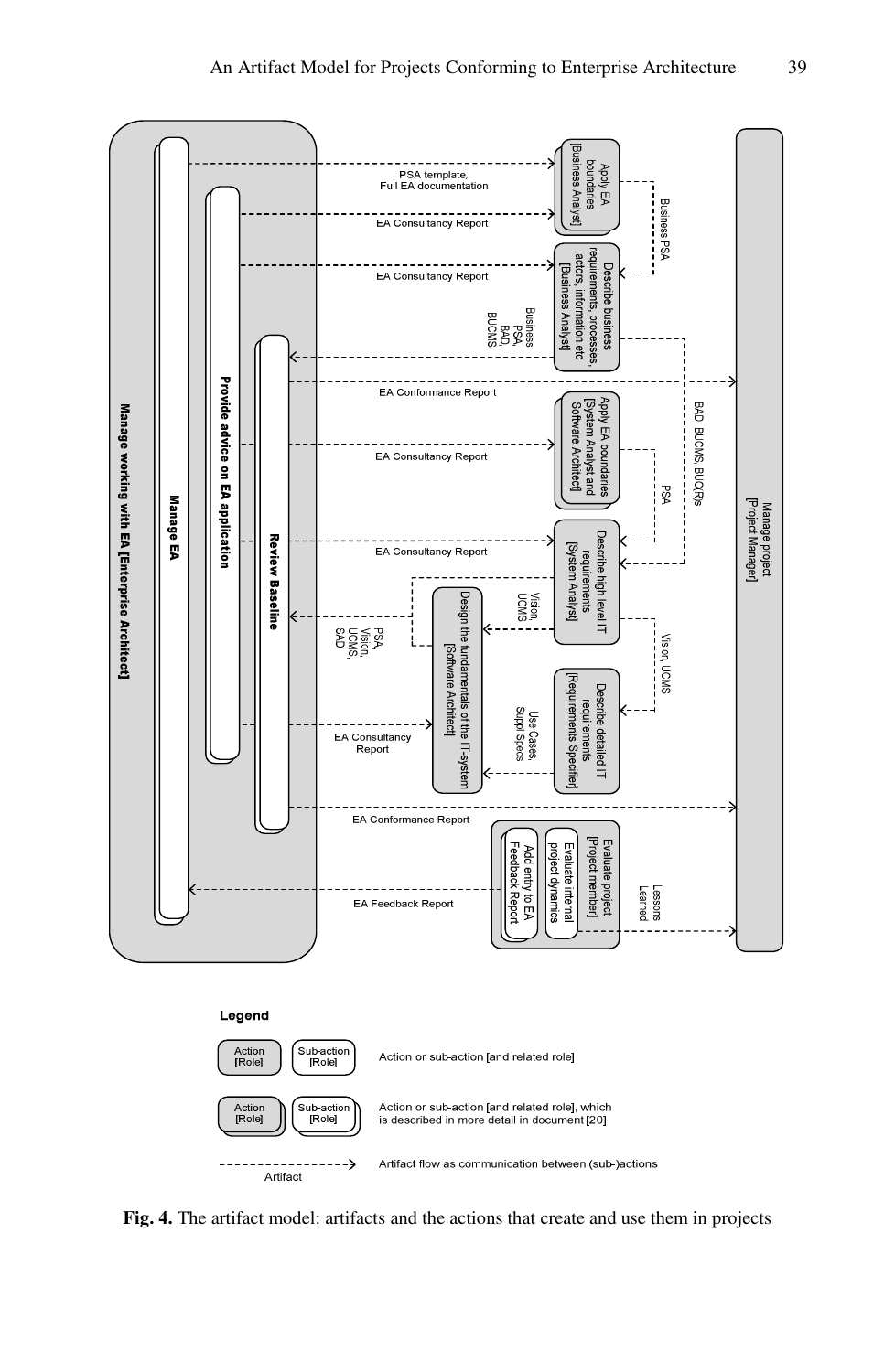**Fig. 4.** The artifact model: artifacts and the actions that create and use them in projects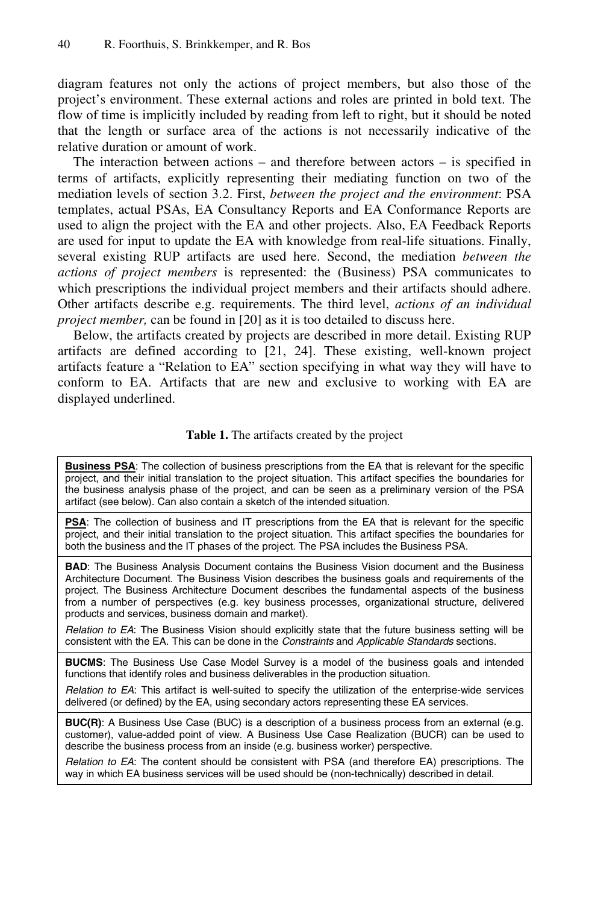diagram features not only the actions of project members, but also those of the project's environment. These external actions and roles are printed in bold text. The flow of time is implicitly included by reading from left to right, but it should be noted that the length or surface area of the actions is not necessarily indicative of the relative duration or amount of work.

The interaction between actions – and therefore between actors – is specified in terms of artifacts, explicitly representing their mediating function on two of the mediation levels of section 3.2. First, *between the project and the environment*: PSA templates, actual PSAs, EA Consultancy Reports and EA Conformance Reports are used to align the project with the EA and other projects. Also, EA Feedback Reports are used for input to update the EA with knowledge from real-life situations. Finally, several existing RUP artifacts are used here. Second, the mediation *between the actions of project members* is represented: the (Business) PSA communicates to which prescriptions the individual project members and their artifacts should adhere. Other artifacts describe e.g. requirements. The third level, *actions of an individual project member,* can be found in [20] as it is too detailed to discuss here.

Below, the artifacts created by projects are described in more detail. Existing RUP artifacts are defined according to [21, 24]. These existing, well-known project artifacts feature a "Relation to EA" section specifying in what way they will have to conform to EA. Artifacts that are new and exclusive to working with EA are displayed underlined.

**Table 1.** The artifacts created by the project

| |
|---|
| **<u>Business PSA</u>**: The collection of business prescriptions from the EA that is relevant for the specific project, and their initial translation to the project situation. This artifact specifies the boundaries for the business analysis phase of the project, and can be seen as a preliminary version of the PSA artifact (see below). Can also contain a sketch of the intended situation. |
| **<u>PSA</u>**: The collection of business and IT prescriptions from the EA that is relevant for the specific project, and their initial translation to the project situation. This artifact specifies the boundaries for both the business and the IT phases of the project. The PSA includes the Business PSA. |
| **BAD**: The Business Analysis Document contains the Business Vision document and the Business Architecture Document. The Business Vision describes the business goals and requirements of the project. The Business Architecture Document describes the fundamental aspects of the business from a number of perspectives (e.g. key business processes, organizational structure, delivered products and services, business domain and market).<br>*Relation to EA*: The Business Vision should explicitly state that the future business setting will be consistent with the EA. This can be done in the *Constraints* and *Applicable Standards* sections. |
| **BUCMS**: The Business Use Case Model Survey is a model of the business goals and intended functions that identify roles and business deliverables in the production situation.<br>*Relation to EA*: This artifact is well-suited to specify the utilization of the enterprise-wide services delivered (or defined) by the EA, using secondary actors representing these EA services. |
| **BUC(R)**: A Business Use Case (BUC) is a description of a business process from an external (e.g. customer), value-added point of view. A Business Use Case Realization (BUCR) can be used to describe the business process from an inside (e.g. business worker) perspective.<br>*Relation to EA*: The content should be consistent with PSA (and therefore EA) prescriptions. The way in which EA business services will be used should be (non-technically) described in detail. |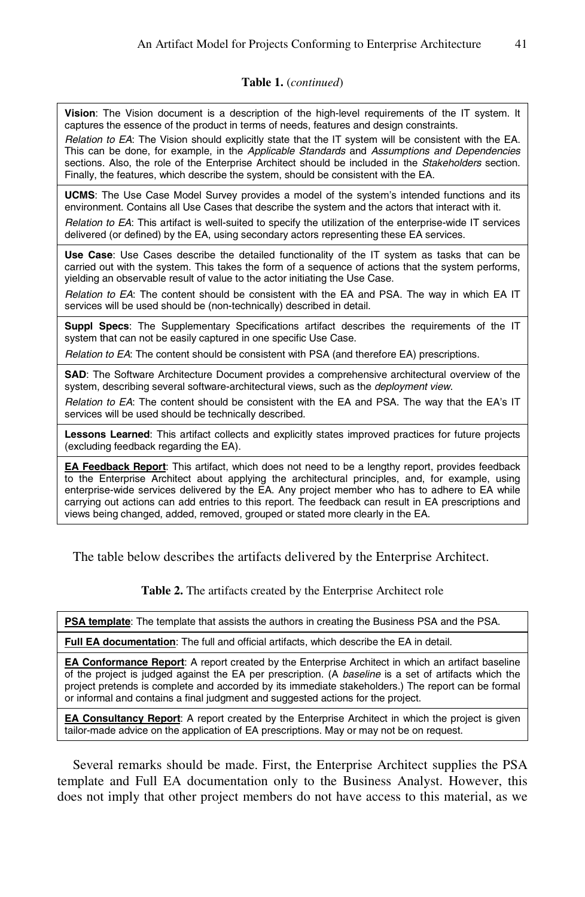**Table 1.** (*continued*)

| |
|---|
| **Vision**: The Vision document is a description of the high-level requirements of the IT system. It captures the essence of the product in terms of needs, features and design constraints. *Relation to EA*: The Vision should explicitly state that the IT system will be consistent with the EA. This can be done, for example, in the *Applicable Standards* and *Assumptions and Dependencies* sections. Also, the role of the Enterprise Architect should be included in the *Stakeholders* section. Finally, the features, which describe the system, should be consistent with the EA. |
| **UCMS**: The Use Case Model Survey provides a model of the system's intended functions and its environment. Contains all Use Cases that describe the system and the actors that interact with it. *Relation to EA*: This artifact is well-suited to specify the utilization of the enterprise-wide IT services delivered (or defined) by the EA, using secondary actors representing these EA services. |
| **Use Case**: Use Cases describe the detailed functionality of the IT system as tasks that can be carried out with the system. This takes the form of a sequence of actions that the system performs, yielding an observable result of value to the actor initiating the Use Case. *Relation to EA*: The content should be consistent with the EA and PSA. The way in which EA IT services will be used should be (non-technically) described in detail. |
| **Suppl Specs**: The Supplementary Specifications artifact describes the requirements of the IT system that can not be easily captured in one specific Use Case. *Relation to EA*: The content should be consistent with PSA (and therefore EA) prescriptions. |
| **SAD**: The Software Architecture Document provides a comprehensive architectural overview of the system, describing several software-architectural views, such as the *deployment view*. *Relation to EA*: The content should be consistent with the EA and PSA. The way that the EA's IT services will be used should be technically described. |
| **Lessons Learned**: This artifact collects and explicitly states improved practices for future projects (excluding feedback regarding the EA). |
| **EA Feedback Report**: This artifact, which does not need to be a lengthy report, provides feedback to the Enterprise Architect about applying the architectural principles, and, for example, using enterprise-wide services delivered by the EA. Any project member who has to adhere to EA while carrying out actions can add entries to this report. The feedback can result in EA prescriptions and views being changed, added, removed, grouped or stated more clearly in the EA. |

The table below describes the artifacts delivered by the Enterprise Architect.

**Table 2.** The artifacts created by the Enterprise Architect role

| |
|---|
| **PSA template**: The template that assists the authors in creating the Business PSA and the PSA. |
| **Full EA documentation**: The full and official artifacts, which describe the EA in detail. |
| **EA Conformance Report**: A report created by the Enterprise Architect in which an artifact baseline of the project is judged against the EA per prescription. (A *baseline* is a set of artifacts which the project pretends is complete and accorded by its immediate stakeholders.) The report can be formal or informal and contains a final judgment and suggested actions for the project. |
| **EA Consultancy Report**: A report created by the Enterprise Architect in which the project is given tailor-made advice on the application of EA prescriptions. May or may not be on request. |

Several remarks should be made. First, the Enterprise Architect supplies the PSA template and Full EA documentation only to the Business Analyst. However, this does not imply that other project members do not have access to this material, as we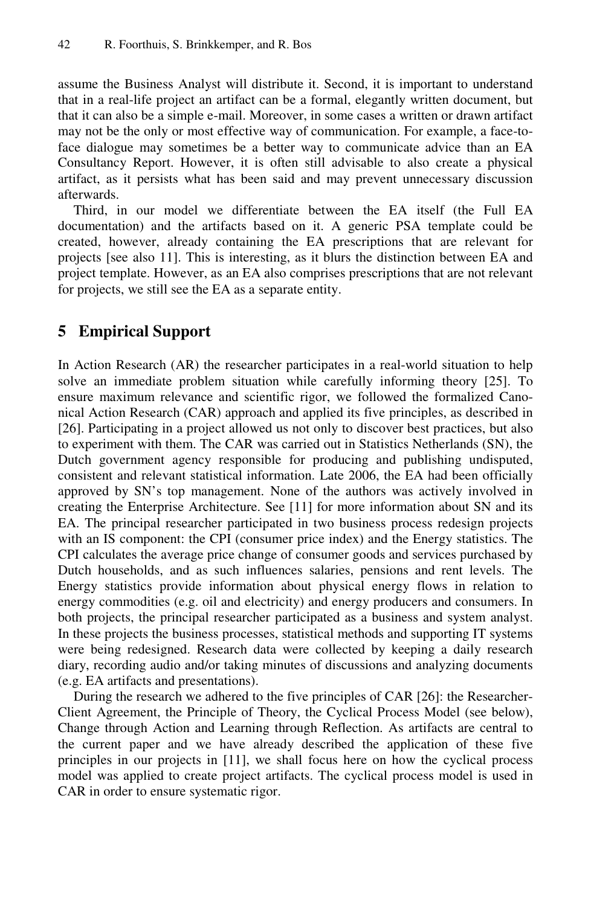assume the Business Analyst will distribute it. Second, it is important to understand that in a real-life project an artifact can be a formal, elegantly written document, but that it can also be a simple e-mail. Moreover, in some cases a written or drawn artifact may not be the only or most effective way of communication. For example, a face-to-face dialogue may sometimes be a better way to communicate advice than an EA Consultancy Report. However, it is often still advisable to also create a physical artifact, as it persists what has been said and may prevent unnecessary discussion afterwards.

Third, in our model we differentiate between the EA itself (the Full EA documentation) and the artifacts based on it. A generic PSA template could be created, however, already containing the EA prescriptions that are relevant for projects [see also 11]. This is interesting, as it blurs the distinction between EA and project template. However, as an EA also comprises prescriptions that are not relevant for projects, we still see the EA as a separate entity.

## 5 Empirical Support

In Action Research (AR) the researcher participates in a real-world situation to help solve an immediate problem situation while carefully informing theory [25]. To ensure maximum relevance and scientific rigor, we followed the formalized Canonical Action Research (CAR) approach and applied its five principles, as described in [26]. Participating in a project allowed us not only to discover best practices, but also to experiment with them. The CAR was carried out in Statistics Netherlands (SN), the Dutch government agency responsible for producing and publishing undisputed, consistent and relevant statistical information. Late 2006, the EA had been officially approved by SN's top management. None of the authors was actively involved in creating the Enterprise Architecture. See [11] for more information about SN and its EA. The principal researcher participated in two business process redesign projects with an IS component: the CPI (consumer price index) and the Energy statistics. The CPI calculates the average price change of consumer goods and services purchased by Dutch households, and as such influences salaries, pensions and rent levels. The Energy statistics provide information about physical energy flows in relation to energy commodities (e.g. oil and electricity) and energy producers and consumers. In both projects, the principal researcher participated as a business and system analyst. In these projects the business processes, statistical methods and supporting IT systems were being redesigned. Research data were collected by keeping a daily research diary, recording audio and/or taking minutes of discussions and analyzing documents (e.g. EA artifacts and presentations).

During the research we adhered to the five principles of CAR [26]: the Researcher-Client Agreement, the Principle of Theory, the Cyclical Process Model (see below), Change through Action and Learning through Reflection. As artifacts are central to the current paper and we have already described the application of these five principles in our projects in [11], we shall focus here on how the cyclical process model was applied to create project artifacts. The cyclical process model is used in CAR in order to ensure systematic rigor.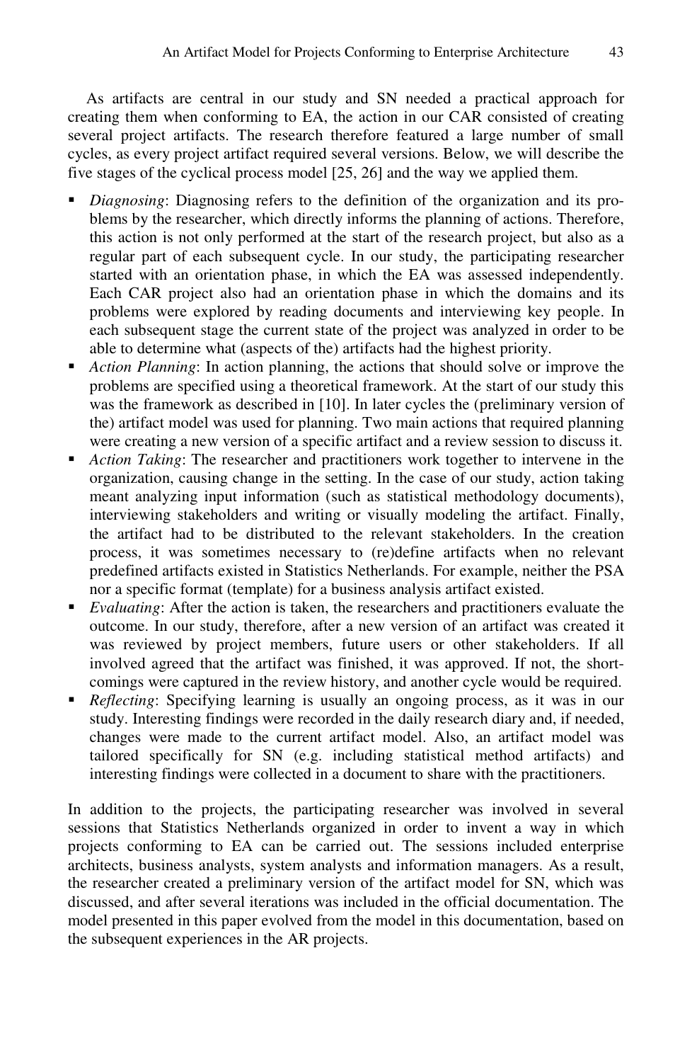As artifacts are central in our study and SN needed a practical approach for creating them when conforming to EA, the action in our CAR consisted of creating several project artifacts. The research therefore featured a large number of small cycles, as every project artifact required several versions. Below, we will describe the five stages of the cyclical process model [25, 26] and the way we applied them.

- *Diagnosing*: Diagnosing refers to the definition of the organization and its problems by the researcher, which directly informs the planning of actions. Therefore, this action is not only performed at the start of the research project, but also as a regular part of each subsequent cycle. In our study, the participating researcher started with an orientation phase, in which the EA was assessed independently. Each CAR project also had an orientation phase in which the domains and its problems were explored by reading documents and interviewing key people. In each subsequent stage the current state of the project was analyzed in order to be able to determine what (aspects of the) artifacts had the highest priority.
- *Action Planning*: In action planning, the actions that should solve or improve the problems are specified using a theoretical framework. At the start of our study this was the framework as described in [10]. In later cycles the (preliminary version of the) artifact model was used for planning. Two main actions that required planning were creating a new version of a specific artifact and a review session to discuss it.
- *Action Taking*: The researcher and practitioners work together to intervene in the organization, causing change in the setting. In the case of our study, action taking meant analyzing input information (such as statistical methodology documents), interviewing stakeholders and writing or visually modeling the artifact. Finally, the artifact had to be distributed to the relevant stakeholders. In the creation process, it was sometimes necessary to (re)define artifacts when no relevant predefined artifacts existed in Statistics Netherlands. For example, neither the PSA nor a specific format (template) for a business analysis artifact existed.
- *Evaluating*: After the action is taken, the researchers and practitioners evaluate the outcome. In our study, therefore, after a new version of an artifact was created it was reviewed by project members, future users or other stakeholders. If all involved agreed that the artifact was finished, it was approved. If not, the shortcomings were captured in the review history, and another cycle would be required.
- *Reflecting*: Specifying learning is usually an ongoing process, as it was in our study. Interesting findings were recorded in the daily research diary and, if needed, changes were made to the current artifact model. Also, an artifact model was tailored specifically for SN (e.g. including statistical method artifacts) and interesting findings were collected in a document to share with the practitioners.

In addition to the projects, the participating researcher was involved in several sessions that Statistics Netherlands organized in order to invent a way in which projects conforming to EA can be carried out. The sessions included enterprise architects, business analysts, system analysts and information managers. As a result, the researcher created a preliminary version of the artifact model for SN, which was discussed, and after several iterations was included in the official documentation. The model presented in this paper evolved from the model in this documentation, based on the subsequent experiences in the AR projects.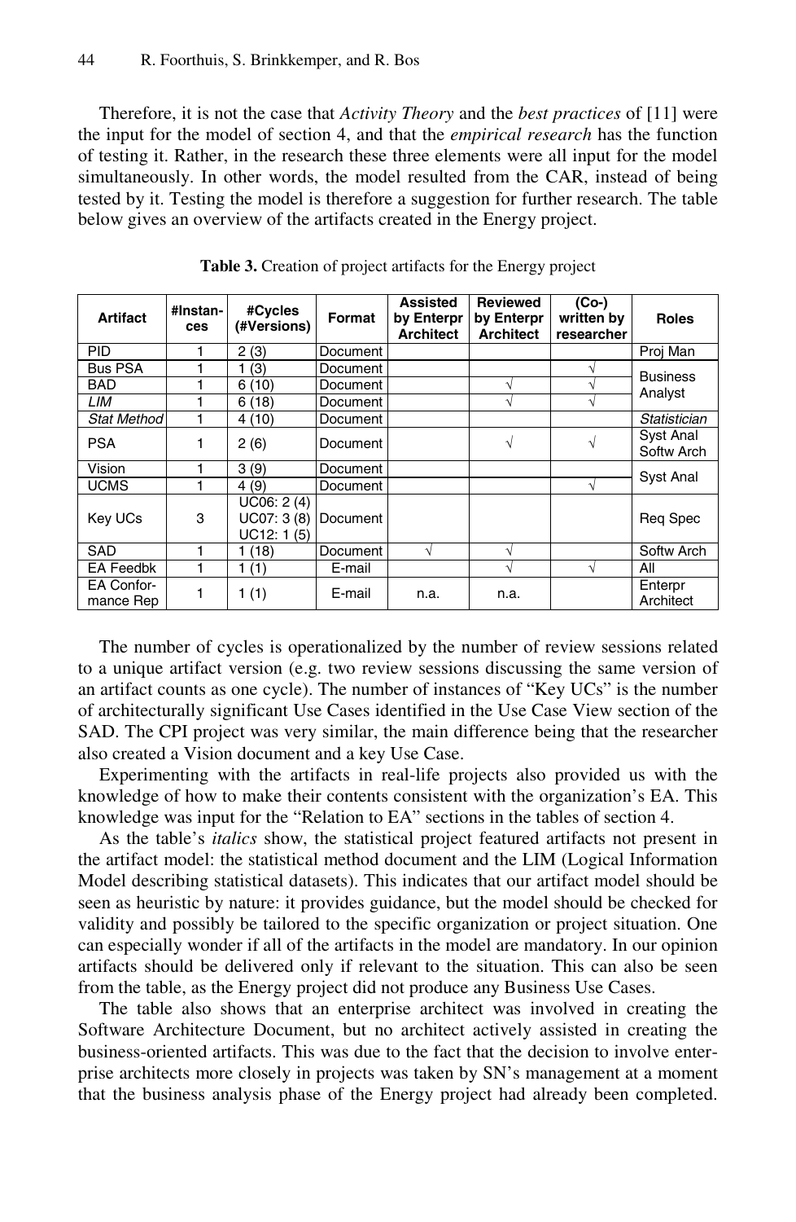Therefore, it is not the case that *Activity Theory* and the *best practices* of [11] were the input for the model of section 4, and that the *empirical research* has the function of testing it. Rather, in the research these three elements were all input for the model simultaneously. In other words, the model resulted from the CAR, instead of being tested by it. Testing the model is therefore a suggestion for further research. The table below gives an overview of the artifacts created in the Energy project.

**Table 3.** Creation of project artifacts for the Energy project

| Artifact | #Instances | #Cycles (#Versions) | Format | Assisted by Enterpr Architect | Reviewed by Enterpr Architect | (Co-) written by researcher | Roles |
|---|---|---|---|---|---|---|---|
| PID | 1 | 2 (3) | Document | | | | Proj Man |
| Bus PSA | 1 | 1 (3) | Document | | | √ | Business Analyst |
| BAD | 1 | 6 (10) | Document | | √ | √ | |
| *LIM* | 1 | 6 (18) | Document | | √ | √ | |
| *Stat Method* | 1 | 4 (10) | Document | | | | *Statistician* |
| PSA | 1 | 2 (6) | Document | | √ | √ | Syst Anal Softw Arch |
| Vision | 1 | 3 (9) | Document | | | | Syst Anal |
| UCMS | 1 | 4 (9) | Document | | | √ | |
| Key UCs | 3 | UC06: 2 (4) UC07: 3 (8) UC12: 1 (5) | Document | | | | Req Spec |
| SAD | 1 | 1 (18) | Document | √ | √ | | Softw Arch |
| EA Feedbk | 1 | 1 (1) | E-mail | | √ | √ | All |
| EA Conformance Rep | 1 | 1 (1) | E-mail | n.a. | n.a. | | Enterpr Architect |

The number of cycles is operationalized by the number of review sessions related to a unique artifact version (e.g. two review sessions discussing the same version of an artifact counts as one cycle). The number of instances of "Key UCs" is the number of architecturally significant Use Cases identified in the Use Case View section of the SAD. The CPI project was very similar, the main difference being that the researcher also created a Vision document and a key Use Case.

Experimenting with the artifacts in real-life projects also provided us with the knowledge of how to make their contents consistent with the organization's EA. This knowledge was input for the "Relation to EA" sections in the tables of section 4.

As the table's *italics* show, the statistical project featured artifacts not present in the artifact model: the statistical method document and the LIM (Logical Information Model describing statistical datasets). This indicates that our artifact model should be seen as heuristic by nature: it provides guidance, but the model should be checked for validity and possibly be tailored to the specific organization or project situation. One can especially wonder if all of the artifacts in the model are mandatory. In our opinion artifacts should be delivered only if relevant to the situation. This can also be seen from the table, as the Energy project did not produce any Business Use Cases.

The table also shows that an enterprise architect was involved in creating the Software Architecture Document, but no architect actively assisted in creating the business-oriented artifacts. This was due to the fact that the decision to involve enterprise architects more closely in projects was taken by SN's management at a moment that the business analysis phase of the Energy project had already been completed.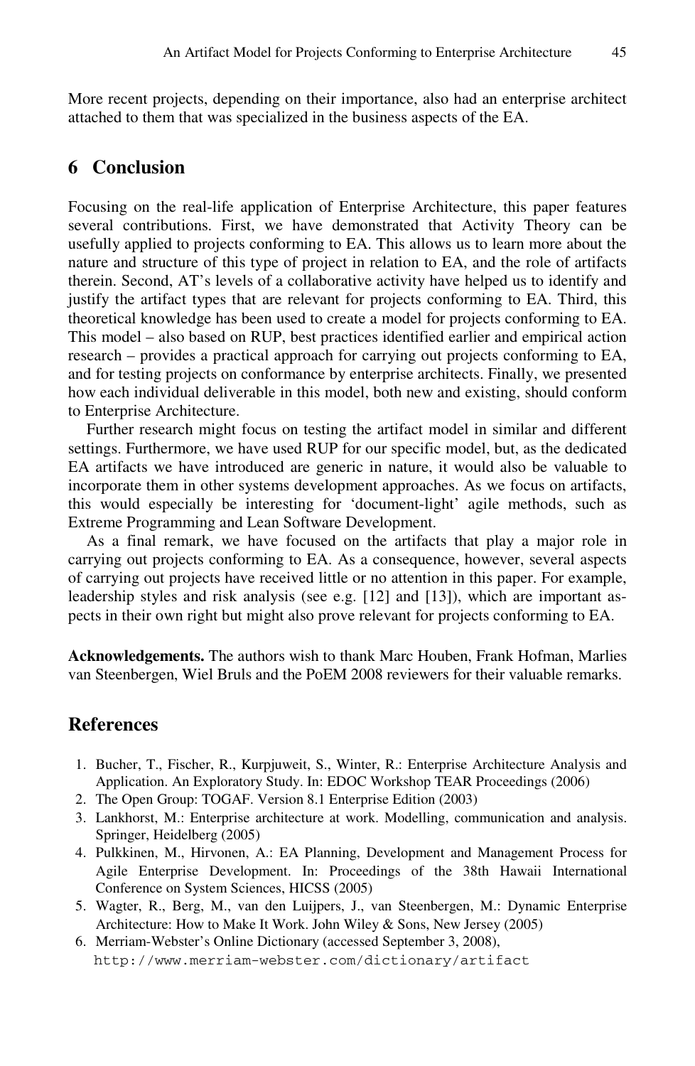More recent projects, depending on their importance, also had an enterprise architect attached to them that was specialized in the business aspects of the EA.

## 6 Conclusion

Focusing on the real-life application of Enterprise Architecture, this paper features several contributions. First, we have demonstrated that Activity Theory can be usefully applied to projects conforming to EA. This allows us to learn more about the nature and structure of this type of project in relation to EA, and the role of artifacts therein. Second, AT's levels of a collaborative activity have helped us to identify and justify the artifact types that are relevant for projects conforming to EA. Third, this theoretical knowledge has been used to create a model for projects conforming to EA. This model – also based on RUP, best practices identified earlier and empirical action research – provides a practical approach for carrying out projects conforming to EA, and for testing projects on conformance by enterprise architects. Finally, we presented how each individual deliverable in this model, both new and existing, should conform to Enterprise Architecture.

Further research might focus on testing the artifact model in similar and different settings. Furthermore, we have used RUP for our specific model, but, as the dedicated EA artifacts we have introduced are generic in nature, it would also be valuable to incorporate them in other systems development approaches. As we focus on artifacts, this would especially be interesting for 'document-light' agile methods, such as Extreme Programming and Lean Software Development.

As a final remark, we have focused on the artifacts that play a major role in carrying out projects conforming to EA. As a consequence, however, several aspects of carrying out projects have received little or no attention in this paper. For example, leadership styles and risk analysis (see e.g. [12] and [13]), which are important aspects in their own right but might also prove relevant for projects conforming to EA.

**Acknowledgements.** The authors wish to thank Marc Houben, Frank Hofman, Marlies van Steenbergen, Wiel Bruls and the PoEM 2008 reviewers for their valuable remarks.

## References

1. Bucher, T., Fischer, R., Kurpjuweit, S., Winter, R.: Enterprise Architecture Analysis and Application. An Exploratory Study. In: EDOC Workshop TEAR Proceedings (2006)
2. The Open Group: TOGAF. Version 8.1 Enterprise Edition (2003)
3. Lankhorst, M.: Enterprise architecture at work. Modelling, communication and analysis. Springer, Heidelberg (2005)
4. Pulkkinen, M., Hirvonen, A.: EA Planning, Development and Management Process for Agile Enterprise Development. In: Proceedings of the 38th Hawaii International Conference on System Sciences, HICSS (2005)
5. Wagter, R., Berg, M., van den Luijpers, J., van Steenbergen, M.: Dynamic Enterprise Architecture: How to Make It Work. John Wiley & Sons, New Jersey (2005)
6. Merriam-Webster's Online Dictionary (accessed September 3, 2008), http://www.merriam-webster.com/dictionary/artifact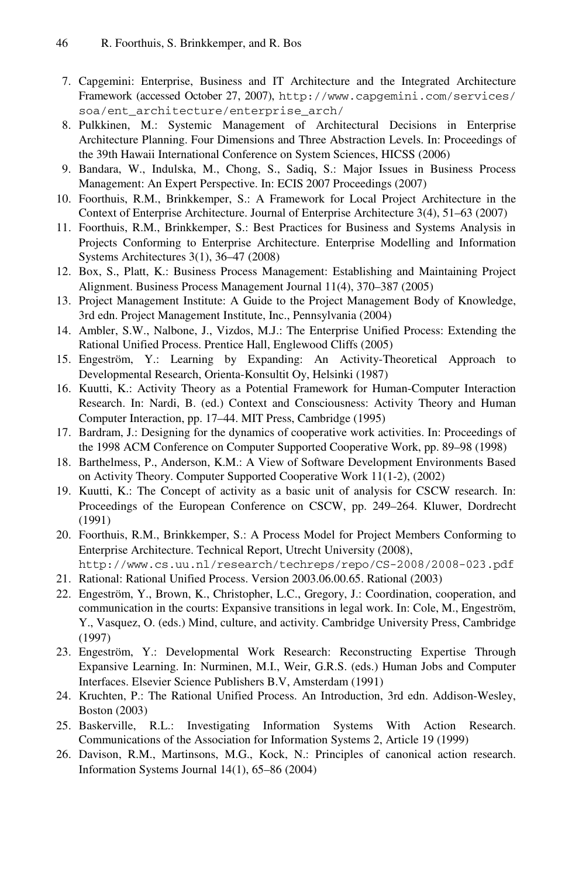7. Capgemini: Enterprise, Business and IT Architecture and the Integrated Architecture Framework (accessed October 27, 2007), http://www.capgemini.com/services/soa/ent_architecture/enterprise_arch/
8. Pulkkinen, M.: Systemic Management of Architectural Decisions in Enterprise Architecture Planning. Four Dimensions and Three Abstraction Levels. In: Proceedings of the 39th Hawaii International Conference on System Sciences, HICSS (2006)
9. Bandara, W., Indulska, M., Chong, S., Sadiq, S.: Major Issues in Business Process Management: An Expert Perspective. In: ECIS 2007 Proceedings (2007)
10. Foorthuis, R.M., Brinkkemper, S.: A Framework for Local Project Architecture in the Context of Enterprise Architecture. Journal of Enterprise Architecture 3(4), 51–63 (2007)
11. Foorthuis, R.M., Brinkkemper, S.: Best Practices for Business and Systems Analysis in Projects Conforming to Enterprise Architecture. Enterprise Modelling and Information Systems Architectures 3(1), 36–47 (2008)
12. Box, S., Platt, K.: Business Process Management: Establishing and Maintaining Project Alignment. Business Process Management Journal 11(4), 370–387 (2005)
13. Project Management Institute: A Guide to the Project Management Body of Knowledge, 3rd edn. Project Management Institute, Inc., Pennsylvania (2004)
14. Ambler, S.W., Nalbone, J., Vizdos, M.J.: The Enterprise Unified Process: Extending the Rational Unified Process. Prentice Hall, Englewood Cliffs (2005)
15. Engeström, Y.: Learning by Expanding: An Activity-Theoretical Approach to Developmental Research, Orienta-Konsultit Oy, Helsinki (1987)
16. Kuutti, K.: Activity Theory as a Potential Framework for Human-Computer Interaction Research. In: Nardi, B. (ed.) Context and Consciousness: Activity Theory and Human Computer Interaction, pp. 17–44. MIT Press, Cambridge (1995)
17. Bardram, J.: Designing for the dynamics of cooperative work activities. In: Proceedings of the 1998 ACM Conference on Computer Supported Cooperative Work, pp. 89–98 (1998)
18. Barthelmess, P., Anderson, K.M.: A View of Software Development Environments Based on Activity Theory. Computer Supported Cooperative Work 11(1-2), (2002)
19. Kuutti, K.: The Concept of activity as a basic unit of analysis for CSCW research. In: Proceedings of the European Conference on CSCW, pp. 249–264. Kluwer, Dordrecht (1991)
20. Foorthuis, R.M., Brinkkemper, S.: A Process Model for Project Members Conforming to Enterprise Architecture. Technical Report, Utrecht University (2008), http://www.cs.uu.nl/research/techreps/repo/CS-2008/2008-023.pdf
21. Rational: Rational Unified Process. Version 2003.06.00.65. Rational (2003)
22. Engeström, Y., Brown, K., Christopher, L.C., Gregory, J.: Coordination, cooperation, and communication in the courts: Expansive transitions in legal work. In: Cole, M., Engeström, Y., Vasquez, O. (eds.) Mind, culture, and activity. Cambridge University Press, Cambridge (1997)
23. Engeström, Y.: Developmental Work Research: Reconstructing Expertise Through Expansive Learning. In: Nurminen, M.I., Weir, G.R.S. (eds.) Human Jobs and Computer Interfaces. Elsevier Science Publishers B.V, Amsterdam (1991)
24. Kruchten, P.: The Rational Unified Process. An Introduction, 3rd edn. Addison-Wesley, Boston (2003)
25. Baskerville, R.L.: Investigating Information Systems With Action Research. Communications of the Association for Information Systems 2, Article 19 (1999)
26. Davison, R.M., Martinsons, M.G., Kock, N.: Principles of canonical action research. Information Systems Journal 14(1), 65–86 (2004)